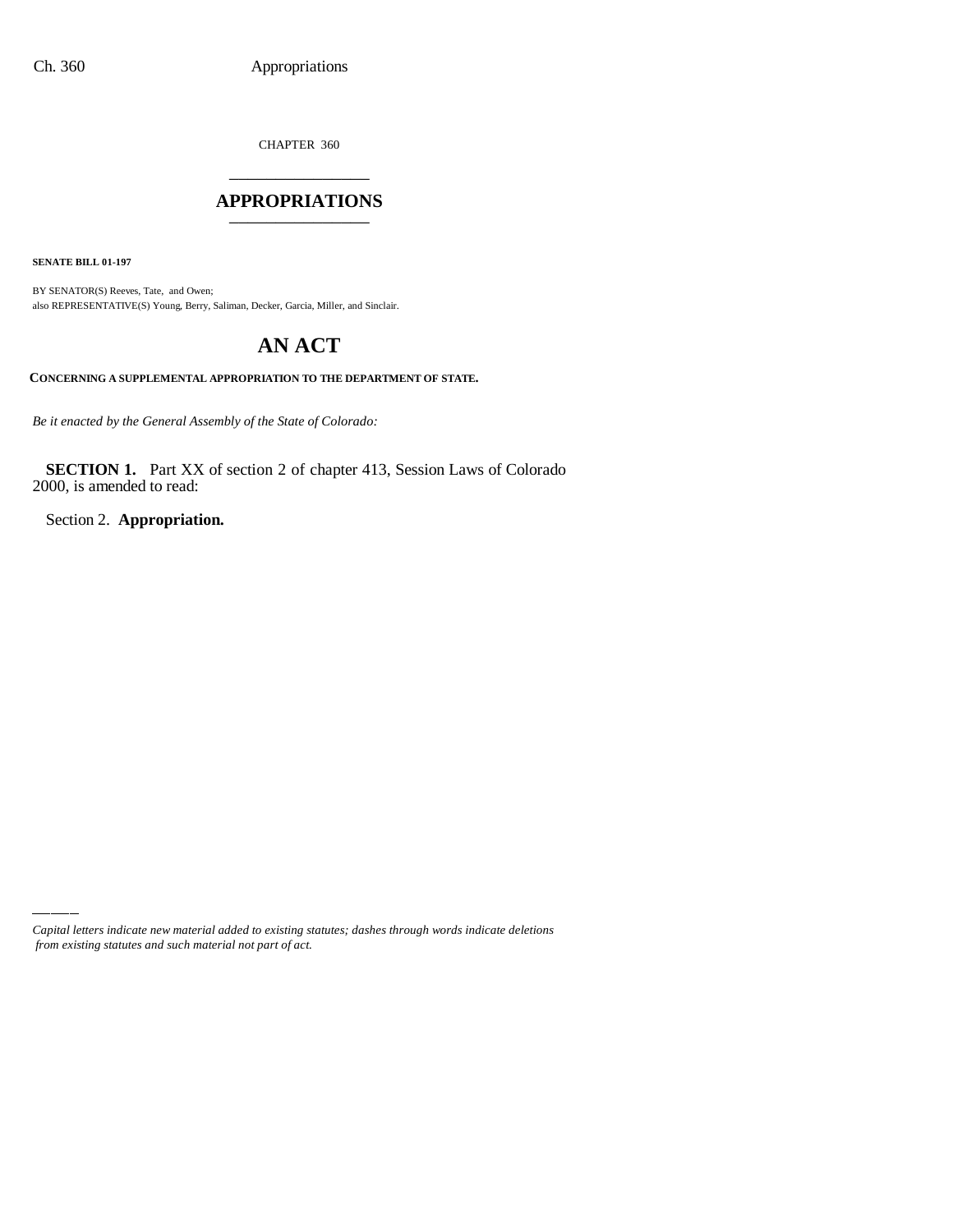CHAPTER 360

# APPROPRIATIONS

**SENATE BILL 01-197**

BY SENATOR(S) Reeves, Tate, and Owen;
also REPRESENTATIVE(S) Young, Berry, Saliman, Decker, Garcia, Miller, and Sinclair.

# AN ACT

**CONCERNING A SUPPLEMENTAL APPROPRIATION TO THE DEPARTMENT OF STATE.**

*Be it enacted by the General Assembly of the State of Colorado:*

**SECTION 1.** Part XX of section 2 of chapter 413, Session Laws of Colorado 2000, is amended to read:

Section 2. **Appropriation.**

---

*Capital letters indicate new material added to existing statutes; dashes through words indicate deletions from existing statutes and such material not part of act.*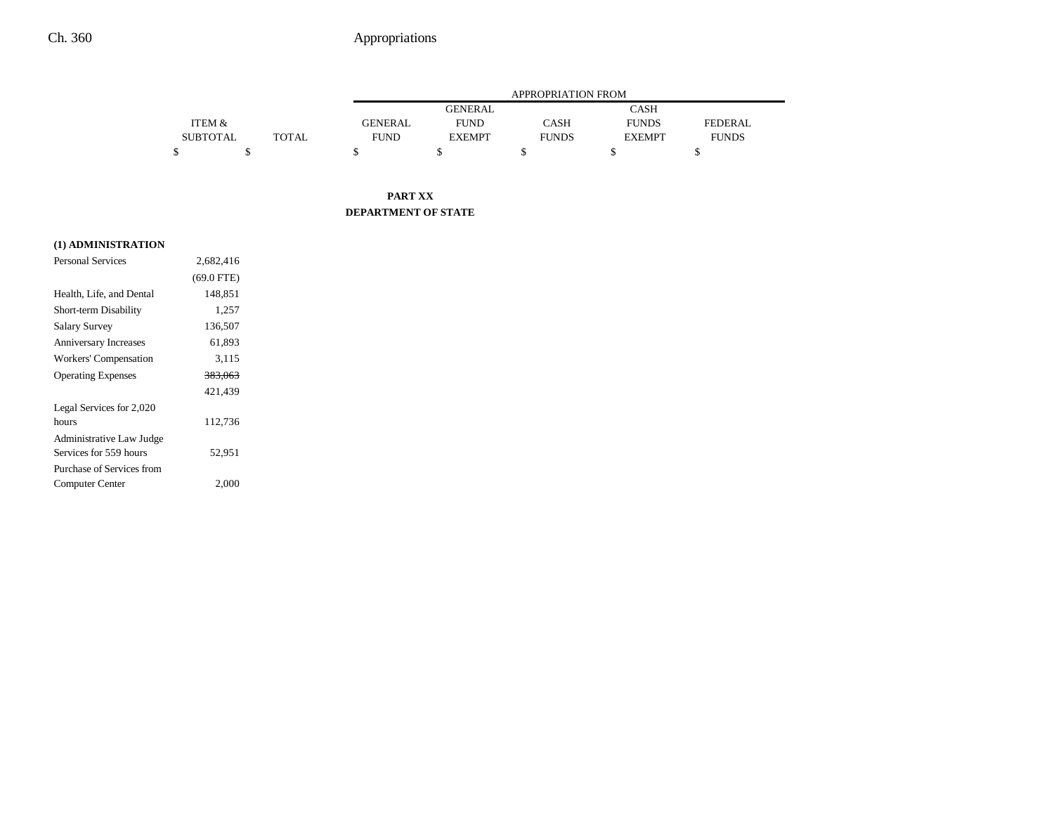| | ITEM & SUBTOTAL | TOTAL | APPROPRIATION FROM GENERAL FUND | GENERAL FUND EXEMPT | CASH FUNDS | CASH FUNDS EXEMPT | FEDERAL FUNDS |
|---|---|---|---|---|---|---|---|
| | $ | $ | $ | $ | $ | $ | $ |

**PART XX**
**DEPARTMENT OF STATE**

| | | | | | | | |
|---|---|---|---|---|---|---|---|
| **(1) ADMINISTRATION** | | | | | | | |
| Personal Services | 2,682,416 | | | | | | |
| | (69.0 FTE) | | | | | | |
| Health, Life, and Dental | 148,851 | | | | | | |
| Short-term Disability | 1,257 | | | | | | |
| Salary Survey | 136,507 | | | | | | |
| Anniversary Increases | 61,893 | | | | | | |
| Workers' Compensation | 3,115 | | | | | | |
| Operating Expenses | ~~383,063~~ | | | | | | |
| | 421,439 | | | | | | |
| Legal Services for 2,020 hours | 112,736 | | | | | | |
| Administrative Law Judge Services for 559 hours | 52,951 | | | | | | |
| Purchase of Services from Computer Center | 2,000 | | | | | | |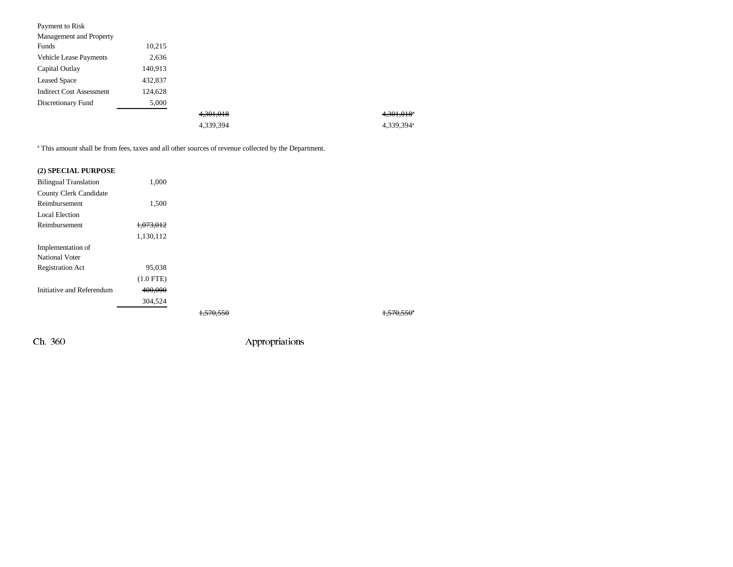| | | | | |
|---|---|---|---|---|
| Payment to Risk Management and Property Funds | 10,215 | | | |
| Vehicle Lease Payments | 2,636 | | | |
| Capital Outlay | 140,913 | | | |
| Leased Space | 432,837 | | | |
| Indirect Cost Assessment | 124,628 | | | |
| Discretionary Fund | 5,000 | | | |
| | | ~~4,301,018~~ | | ~~4,301,018~~[a] |
| | | 4,339,394 | | 4,339,394[a] |

[a] This amount shall be from fees, taxes and all other sources of revenue collected by the Department.

| | | | | |
|---|---|---|---|---|
| **(2) SPECIAL PURPOSE** | | | | |
| Bilingual Translation | 1,000 | | | |
| County Clerk Candidate Reimbursement | 1,500 | | | |
| Local Election Reimbursement | ~~1,073,012~~ | | | |
| | 1,130,112 | | | |
| Implementation of National Voter Registration Act | 95,038 | | | |
| | (1.0 FTE) | | | |
| Initiative and Referendum | ~~400,000~~ | | | |
| | 304,524 | | | |
| | | ~~1,570,550~~ | | ~~1,570,550~~[a] |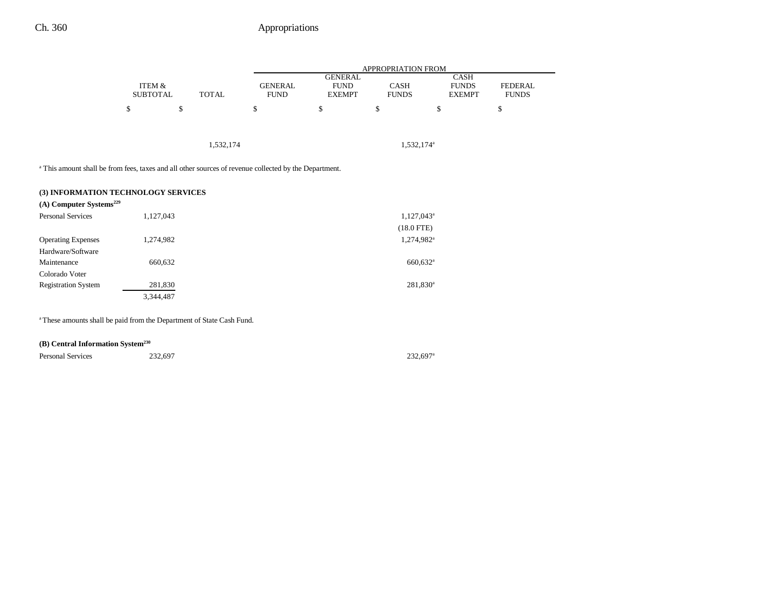| | ITEM & SUBTOTAL | TOTAL | GENERAL FUND | GENERAL FUND EXEMPT | CASH FUNDS | CASH FUNDS EXEMPT | FEDERAL FUNDS |
|---|---|---|---|---|---|---|---|
| | $ | $ | $ | $ | $ | $ | $ |
| | | 1,532,174 | | | 1,532,174[a] | | |

[a] This amount shall be from fees, taxes and all other sources of revenue collected by the Department.

**(3) INFORMATION TECHNOLOGY SERVICES**

**(A) Computer Systems[229]**

| | ITEM & SUBTOTAL | TOTAL | GENERAL FUND | GENERAL FUND EXEMPT | CASH FUNDS | CASH FUNDS EXEMPT | FEDERAL FUNDS |
|---|---|---|---|---|---|---|---|
| Personal Services | 1,127,043 | | | | 1,127,043[a] | | |
| | | | | | (18.0 FTE) | | |
| Operating Expenses | 1,274,982 | | | | 1,274,982[a] | | |
| Hardware/Software Maintenance | 660,632 | | | | 660,632[a] | | |
| Colorado Voter Registration System | 281,830 | | | | 281,830[a] | | |
| | 3,344,487 | | | | | | |

[a] These amounts shall be paid from the Department of State Cash Fund.

**(B) Central Information System[230]**

| | ITEM & SUBTOTAL | TOTAL | GENERAL FUND | GENERAL FUND EXEMPT | CASH FUNDS | CASH FUNDS EXEMPT | FEDERAL FUNDS |
|---|---|---|---|---|---|---|---|
| Personal Services | 232,697 | | | | 232,697[a] | | |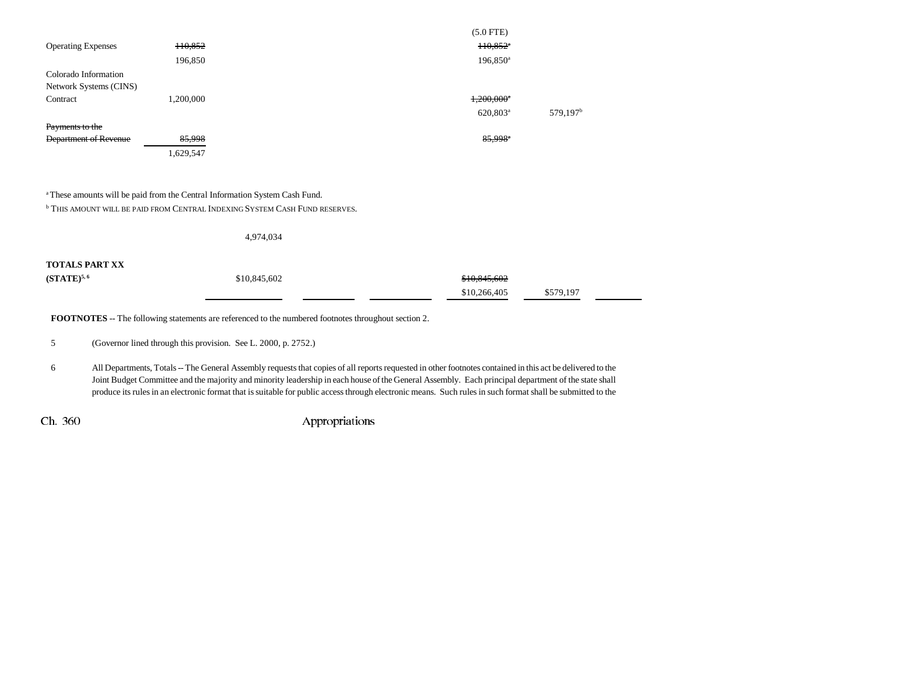| | | | | | | | | |
|---|---|---|---|---|---|---|---|---|
| | | | | | (5.0 FTE) | | | |
| Operating Expenses | ~~110,852~~ | | | | ~~110,852~~[a] | | | |
| | 196,850 | | | | 196,850[a] | | | |
| Colorado Information Network Systems (CINS) Contract | 1,200,000 | | | | ~~1,200,000~~[a] | | | |
| | | | | | 620,803[a] | 579,197[b] | | |
| ~~Payments to the Department of Revenue~~ | ~~85,998~~ | | | | ~~85,998~~[a] | | | |
| | 1,629,547 | | | | | | | |

[a] These amounts will be paid from the Central Information System Cash Fund.

[b] THIS AMOUNT WILL BE PAID FROM CENTRAL INDEXING SYSTEM CASH FUND RESERVES.

| | | | | | | | |
|---|---|---|---|---|---|---|---|
| | 4,974,034 | | | | | | |
| **TOTALS PART XX** | | | | | | | |
| **(STATE)**[5, 6] | $10,845,602 | | | ~~$10,845,602~~ | | | |
| | | | | $10,266,405 | $579,197 | | |

**FOOTNOTES** -- The following statements are referenced to the numbered footnotes throughout section 2.

5 (Governor lined through this provision. See L. 2000, p. 2752.)

6 All Departments, Totals -- The General Assembly requests that copies of all reports requested in other footnotes contained in this act be delivered to the Joint Budget Committee and the majority and minority leadership in each house of the General Assembly. Each principal department of the state shall produce its rules in an electronic format that is suitable for public access through electronic means. Such rules in such format shall be submitted to the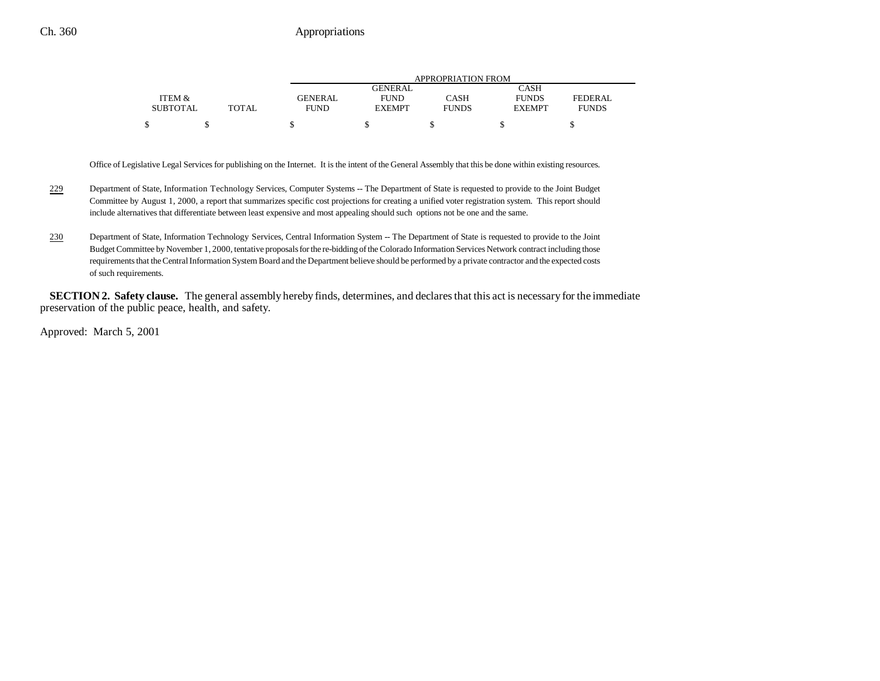| ITEM & SUBTOTAL | TOTAL | APPROPRIATION FROM GENERAL FUND | GENERAL FUND EXEMPT | CASH FUNDS | CASH FUNDS EXEMPT | FEDERAL FUNDS |
|---|---|---|---|---|---|---|
| $ | $ | $ | $ | $ | $ | $ |

Office of Legislative Legal Services for publishing on the Internet. It is the intent of the General Assembly that this be done within existing resources.

229 Department of State, Information Technology Services, Computer Systems -- The Department of State is requested to provide to the Joint Budget Committee by August 1, 2000, a report that summarizes specific cost projections for creating a unified voter registration system. This report should include alternatives that differentiate between least expensive and most appealing should such options not be one and the same.

230 Department of State, Information Technology Services, Central Information System -- The Department of State is requested to provide to the Joint Budget Committee by November 1, 2000, tentative proposals for the re-bidding of the Colorado Information Services Network contract including those requirements that the Central Information System Board and the Department believe should be performed by a private contractor and the expected costs of such requirements.

**SECTION 2. Safety clause.** The general assembly hereby finds, determines, and declares that this act is necessary for the immediate preservation of the public peace, health, and safety.

Approved: March 5, 2001